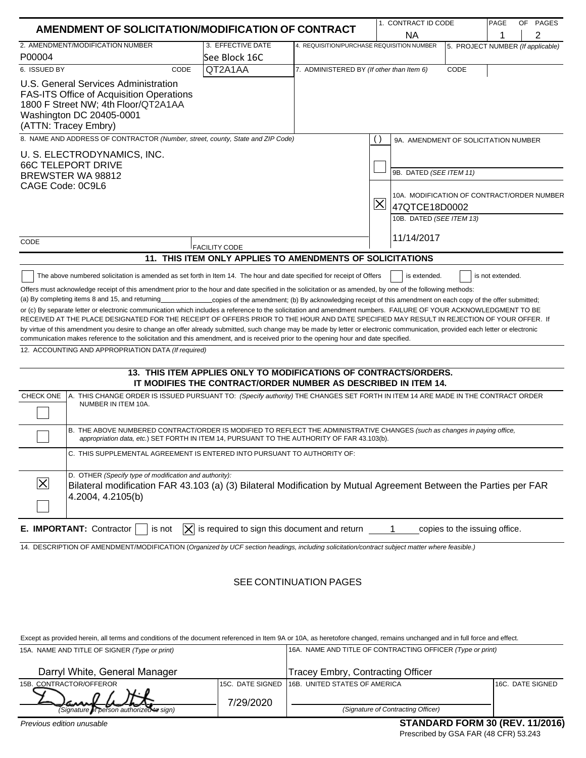# AMENDMENT OF SOLICITATION/MODIFICATION OF CONTRACT

| 1. CONTRACT ID CODE | PAGE OF PAGES |
|---|---|
| NA | 1 of 2 |

| 2. AMENDMENT/MODIFICATION NUMBER | 3. EFFECTIVE DATE | 4. REQUISITION/PURCHASE REQUISITION NUMBER | 5. PROJECT NUMBER (If applicable) |
|---|---|---|---|
| P00004 | See Block 16C | | |

| 6. ISSUED BY CODE QT2A1AA | 7. ADMINISTERED BY (If other than Item 6) CODE |
|---|---|
| U.S. General Services Administration<br>FAS-ITS Office of Acquisition Operations<br>1800 F Street NW; 4th Floor/QT2A1AA<br>Washington DC 20405-0001<br>(ATTN: Tracey Embry) | |

**8. NAME AND ADDRESS OF CONTRACTOR** (Number, street, county, State and ZIP Code)

U. S. ELECTRODYNAMICS, INC.
66C TELEPORT DRIVE
BREWSTER WA 98812
CAGE Code: 0C9L6

CODE | FACILITY CODE

( ) 9A. AMENDMENT OF SOLICITATION NUMBER

☐ 9B. DATED (SEE ITEM 11)

☒ 10A. MODIFICATION OF CONTRACT/ORDER NUMBER
47QTCE18D0002

10B. DATED (SEE ITEM 13)
11/14/2017

## 11. THIS ITEM ONLY APPLIES TO AMENDMENTS OF SOLICITATIONS

☐ The above numbered solicitation is amended as set forth in Item 14. The hour and date specified for receipt of Offers ☐ is extended. ☐ is not extended.

Offers must acknowledge receipt of this amendment prior to the hour and date specified in the solicitation or as amended, by one of the following methods: (a) By completing items 8 and 15, and returning\_\_\_\_\_\_\_\_\_\_\_\_copies of the amendment; (b) By acknowledging receipt of this amendment on each copy of the offer submitted; or (c) By separate letter or electronic communication which includes a reference to the solicitation and amendment numbers. FAILURE OF YOUR ACKNOWLEDGMENT TO BE RECEIVED AT THE PLACE DESIGNATED FOR THE RECEIPT OF OFFERS PRIOR TO THE HOUR AND DATE SPECIFIED MAY RESULT IN REJECTION OF YOUR OFFER. If by virtue of this amendment you desire to change an offer already submitted, such change may be made by letter or electronic communication, provided each letter or electronic communication makes reference to the solicitation and this amendment, and is received prior to the opening hour and date specified.

12. ACCOUNTING AND APPROPRIATION DATA (If required)

## 13. THIS ITEM APPLIES ONLY TO MODIFICATIONS OF CONTRACTS/ORDERS. IT MODIFIES THE CONTRACT/ORDER NUMBER AS DESCRIBED IN ITEM 14.

| CHECK ONE | |
|---|---|
| ☐ | A. THIS CHANGE ORDER IS ISSUED PURSUANT TO: (Specify authority) THE CHANGES SET FORTH IN ITEM 14 ARE MADE IN THE CONTRACT ORDER NUMBER IN ITEM 10A. |
| ☐ | B. THE ABOVE NUMBERED CONTRACT/ORDER IS MODIFIED TO REFLECT THE ADMINISTRATIVE CHANGES (such as changes in paying office, appropriation data, etc.) SET FORTH IN ITEM 14, PURSUANT TO THE AUTHORITY OF FAR 43.103(b). |
| | C. THIS SUPPLEMENTAL AGREEMENT IS ENTERED INTO PURSUANT TO AUTHORITY OF: |
| ☒ | D. OTHER (Specify type of modification and authority):<br>Bilateral modification FAR 43.103 (a) (3) Bilateral Modification by Mutual Agreement Between the Parties per FAR 4.2004, 4.2105(b) |
| ☐ | |

**E. IMPORTANT:** Contractor ☐ is not ☒ is required to sign this document and return 1 copies to the issuing office.

14. DESCRIPTION OF AMENDMENT/MODIFICATION (Organized by UCF section headings, including solicitation/contract subject matter where feasible.)

SEE CONTINUATION PAGES

Except as provided herein, all terms and conditions of the document referenced in Item 9A or 10A, as heretofore changed, remains unchanged and in full force and effect.

| 15A. NAME AND TITLE OF SIGNER (Type or print) | | 16A. NAME AND TITLE OF CONTRACTING OFFICER (Type or print) | |
|---|---|---|---|
| Darryl White, General Manager | | Tracey Embry, Contracting Officer | |
| 15B. CONTRACTOR/OFFEROR | 15C. DATE SIGNED | 16B. UNITED STATES OF AMERICA | 16C. DATE SIGNED |
| Darryl White<br>(Signature of person authorized to sign) | 7/29/2020 | (Signature of Contracting Officer) | |

Previous edition unusable

**STANDARD FORM 30 (REV. 11/2016)**
Prescribed by GSA FAR (48 CFR) 53.243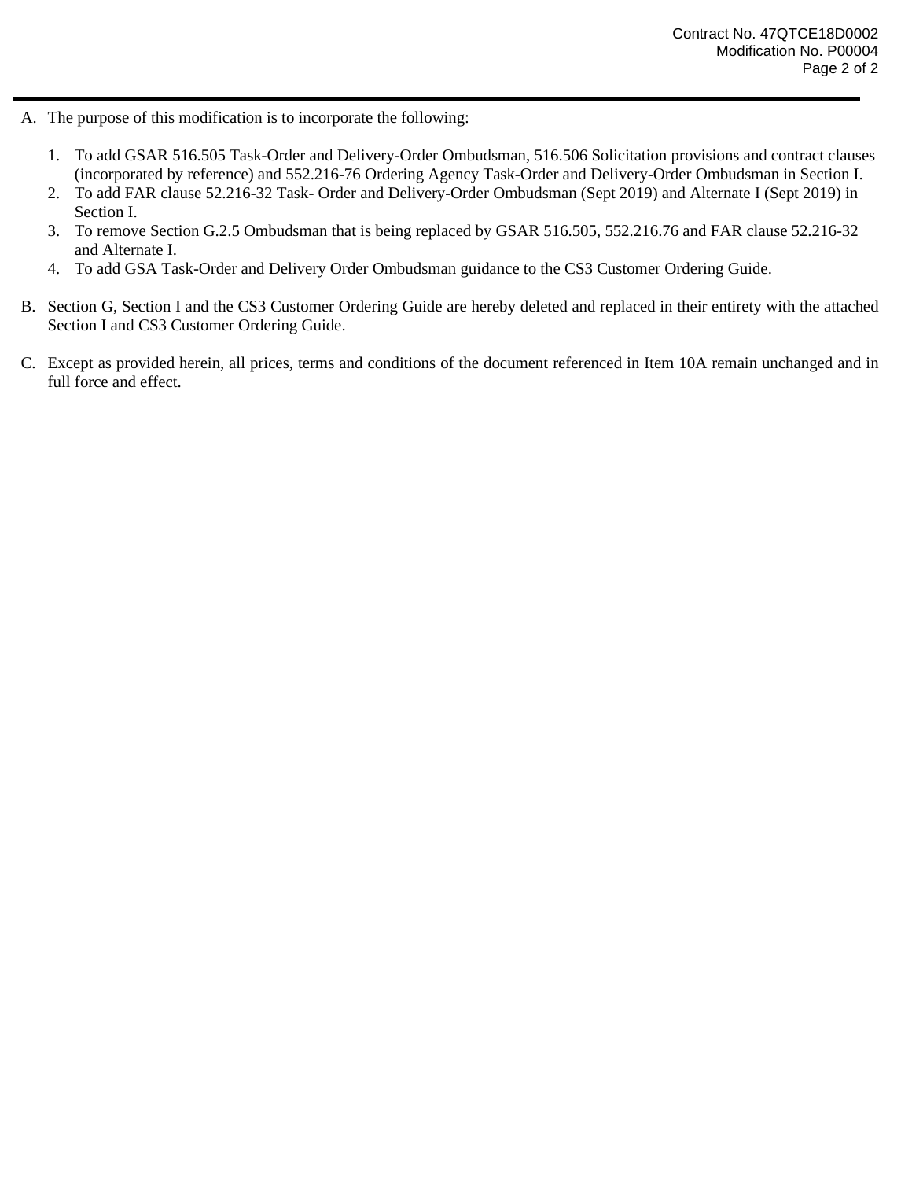A. The purpose of this modification is to incorporate the following:

   1. To add GSAR 516.505 Task-Order and Delivery-Order Ombudsman, 516.506 Solicitation provisions and contract clauses (incorporated by reference) and 552.216-76 Ordering Agency Task-Order and Delivery-Order Ombudsman in Section I.
   2. To add FAR clause 52.216-32 Task- Order and Delivery-Order Ombudsman (Sept 2019) and Alternate I (Sept 2019) in Section I.
   3. To remove Section G.2.5 Ombudsman that is being replaced by GSAR 516.505, 552.216.76 and FAR clause 52.216-32 and Alternate I.
   4. To add GSA Task-Order and Delivery Order Ombudsman guidance to the CS3 Customer Ordering Guide.

B. Section G, Section I and the CS3 Customer Ordering Guide are hereby deleted and replaced in their entirety with the attached Section I and CS3 Customer Ordering Guide.

C. Except as provided herein, all prices, terms and conditions of the document referenced in Item 10A remain unchanged and in full force and effect.